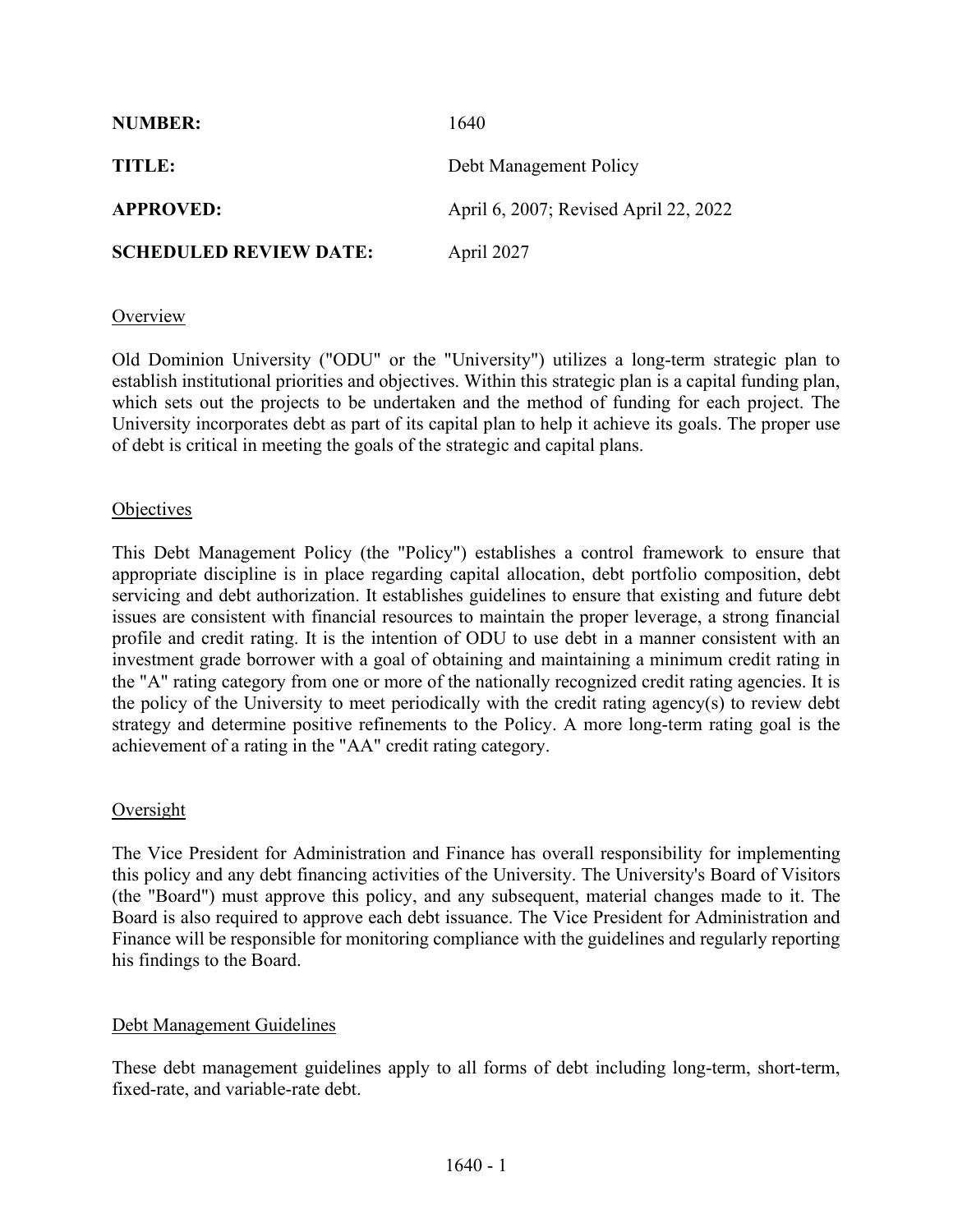**NUMBER:** 1640

**TITLE:** Debt Management Policy

**APPROVED:** April 6, 2007; Revised April 22, 2022

**SCHEDULED REVIEW DATE:** April 2027

## Overview

Old Dominion University ("ODU" or the "University") utilizes a long-term strategic plan to establish institutional priorities and objectives. Within this strategic plan is a capital funding plan, which sets out the projects to be undertaken and the method of funding for each project. The University incorporates debt as part of its capital plan to help it achieve its goals. The proper use of debt is critical in meeting the goals of the strategic and capital plans.

## Objectives

This Debt Management Policy (the "Policy") establishes a control framework to ensure that appropriate discipline is in place regarding capital allocation, debt portfolio composition, debt servicing and debt authorization. It establishes guidelines to ensure that existing and future debt issues are consistent with financial resources to maintain the proper leverage, a strong financial profile and credit rating. It is the intention of ODU to use debt in a manner consistent with an investment grade borrower with a goal of obtaining and maintaining a minimum credit rating in the "A" rating category from one or more of the nationally recognized credit rating agencies. It is the policy of the University to meet periodically with the credit rating agency(s) to review debt strategy and determine positive refinements to the Policy. A more long-term rating goal is the achievement of a rating in the "AA" credit rating category.

## Oversight

The Vice President for Administration and Finance has overall responsibility for implementing this policy and any debt financing activities of the University. The University's Board of Visitors (the "Board") must approve this policy, and any subsequent, material changes made to it. The Board is also required to approve each debt issuance. The Vice President for Administration and Finance will be responsible for monitoring compliance with the guidelines and regularly reporting his findings to the Board.

## Debt Management Guidelines

These debt management guidelines apply to all forms of debt including long-term, short-term, fixed-rate, and variable-rate debt.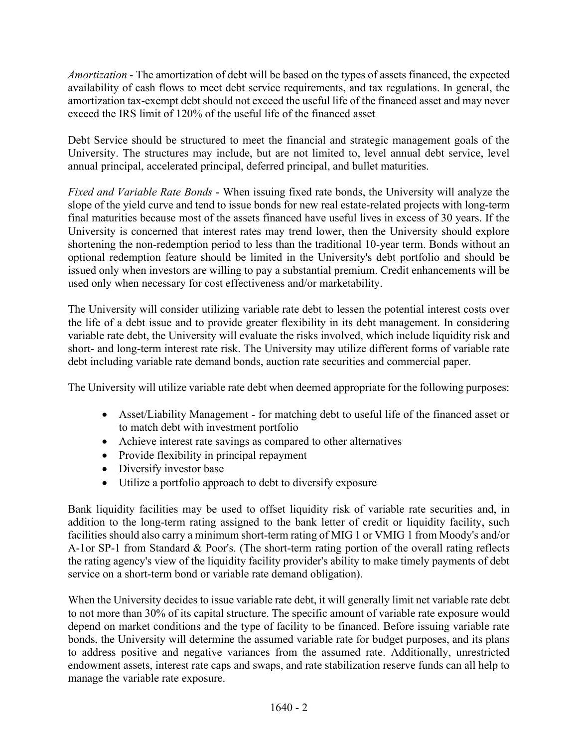*Amortization* - The amortization of debt will be based on the types of assets financed, the expected availability of cash flows to meet debt service requirements, and tax regulations. In general, the amortization tax-exempt debt should not exceed the useful life of the financed asset and may never exceed the IRS limit of 120% of the useful life of the financed asset

Debt Service should be structured to meet the financial and strategic management goals of the University. The structures may include, but are not limited to, level annual debt service, level annual principal, accelerated principal, deferred principal, and bullet maturities.

*Fixed and Variable Rate Bonds* - When issuing fixed rate bonds, the University will analyze the slope of the yield curve and tend to issue bonds for new real estate-related projects with long-term final maturities because most of the assets financed have useful lives in excess of 30 years. If the University is concerned that interest rates may trend lower, then the University should explore shortening the non-redemption period to less than the traditional 10-year term. Bonds without an optional redemption feature should be limited in the University's debt portfolio and should be issued only when investors are willing to pay a substantial premium. Credit enhancements will be used only when necessary for cost effectiveness and/or marketability.

The University will consider utilizing variable rate debt to lessen the potential interest costs over the life of a debt issue and to provide greater flexibility in its debt management. In considering variable rate debt, the University will evaluate the risks involved, which include liquidity risk and short- and long-term interest rate risk. The University may utilize different forms of variable rate debt including variable rate demand bonds, auction rate securities and commercial paper.

The University will utilize variable rate debt when deemed appropriate for the following purposes:

- Asset/Liability Management - for matching debt to useful life of the financed asset or to match debt with investment portfolio
- Achieve interest rate savings as compared to other alternatives
- Provide flexibility in principal repayment
- Diversify investor base
- Utilize a portfolio approach to debt to diversify exposure

Bank liquidity facilities may be used to offset liquidity risk of variable rate securities and, in addition to the long-term rating assigned to the bank letter of credit or liquidity facility, such facilities should also carry a minimum short-term rating of MIG 1 or VMIG 1 from Moody's and/or A-1or SP-1 from Standard & Poor's. (The short-term rating portion of the overall rating reflects the rating agency's view of the liquidity facility provider's ability to make timely payments of debt service on a short-term bond or variable rate demand obligation).

When the University decides to issue variable rate debt, it will generally limit net variable rate debt to not more than 30% of its capital structure. The specific amount of variable rate exposure would depend on market conditions and the type of facility to be financed. Before issuing variable rate bonds, the University will determine the assumed variable rate for budget purposes, and its plans to address positive and negative variances from the assumed rate. Additionally, unrestricted endowment assets, interest rate caps and swaps, and rate stabilization reserve funds can all help to manage the variable rate exposure.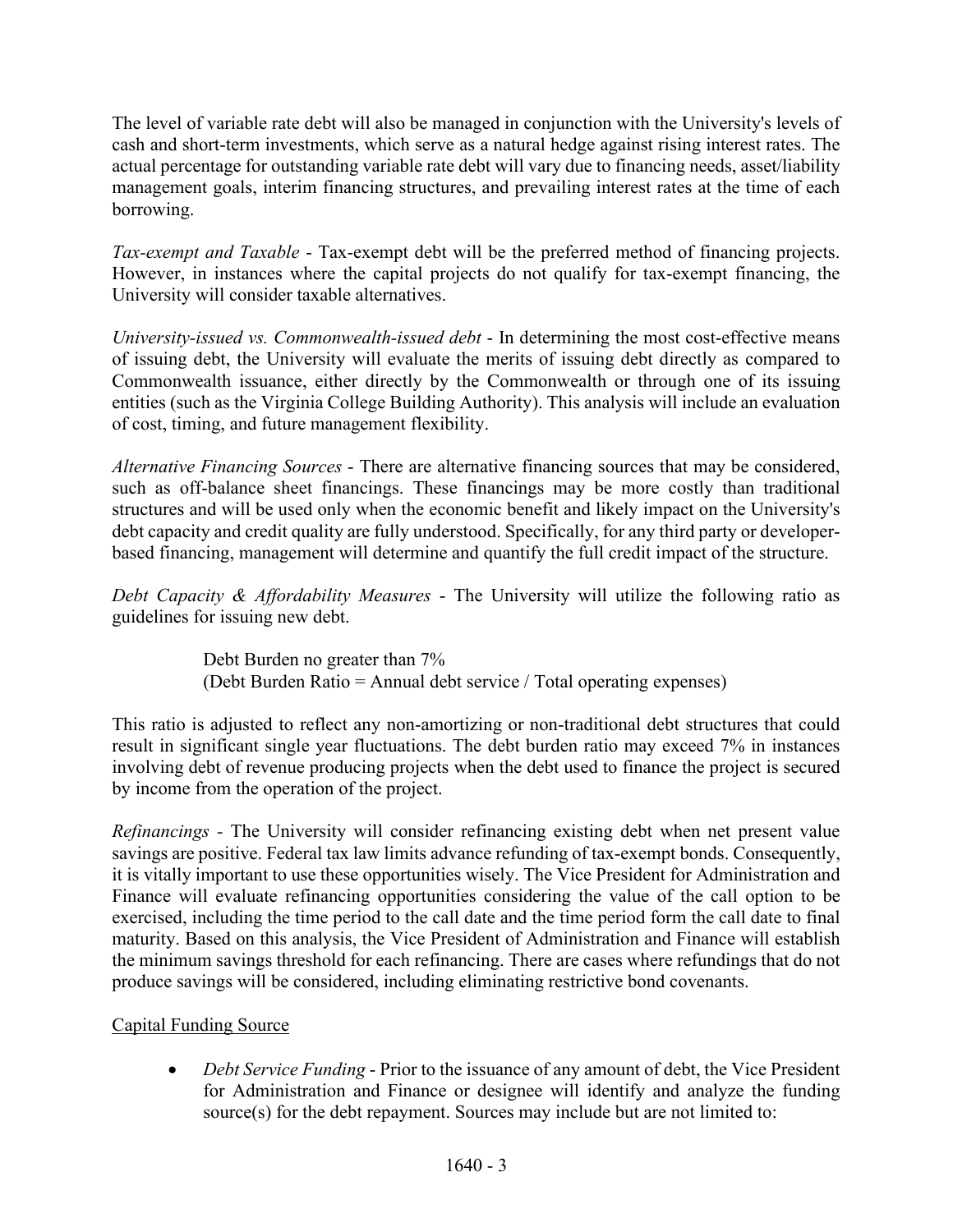The level of variable rate debt will also be managed in conjunction with the University's levels of cash and short-term investments, which serve as a natural hedge against rising interest rates. The actual percentage for outstanding variable rate debt will vary due to financing needs, asset/liability management goals, interim financing structures, and prevailing interest rates at the time of each borrowing.

*Tax-exempt and Taxable* - Tax-exempt debt will be the preferred method of financing projects. However, in instances where the capital projects do not qualify for tax-exempt financing, the University will consider taxable alternatives.

*University-issued vs. Commonwealth-issued debt* - In determining the most cost-effective means of issuing debt, the University will evaluate the merits of issuing debt directly as compared to Commonwealth issuance, either directly by the Commonwealth or through one of its issuing entities (such as the Virginia College Building Authority). This analysis will include an evaluation of cost, timing, and future management flexibility.

*Alternative Financing Sources* - There are alternative financing sources that may be considered, such as off-balance sheet financings. These financings may be more costly than traditional structures and will be used only when the economic benefit and likely impact on the University's debt capacity and credit quality are fully understood. Specifically, for any third party or developer-based financing, management will determine and quantify the full credit impact of the structure.

*Debt Capacity & Affordability Measures* - The University will utilize the following ratio as guidelines for issuing new debt.

> Debt Burden no greater than 7%
> (Debt Burden Ratio = Annual debt service / Total operating expenses)

This ratio is adjusted to reflect any non-amortizing or non-traditional debt structures that could result in significant single year fluctuations. The debt burden ratio may exceed 7% in instances involving debt of revenue producing projects when the debt used to finance the project is secured by income from the operation of the project.

*Refinancings -* The University will consider refinancing existing debt when net present value savings are positive. Federal tax law limits advance refunding of tax-exempt bonds. Consequently, it is vitally important to use these opportunities wisely. The Vice President for Administration and Finance will evaluate refinancing opportunities considering the value of the call option to be exercised, including the time period to the call date and the time period form the call date to final maturity. Based on this analysis, the Vice President of Administration and Finance will establish the minimum savings threshold for each refinancing. There are cases where refundings that do not produce savings will be considered, including eliminating restrictive bond covenants.

Capital Funding Source

- *Debt Service Funding* - Prior to the issuance of any amount of debt, the Vice President for Administration and Finance or designee will identify and analyze the funding source(s) for the debt repayment. Sources may include but are not limited to: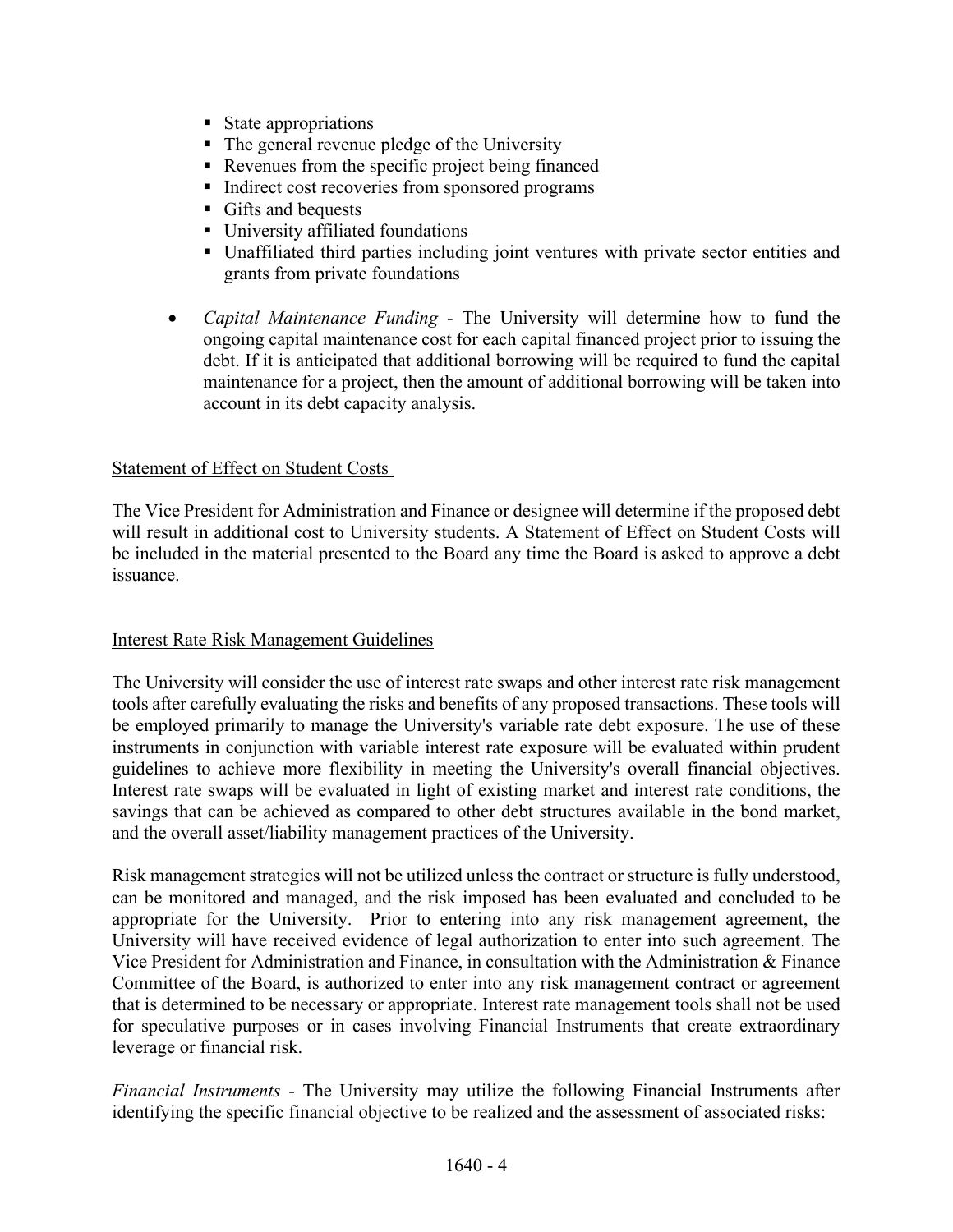- State appropriations
  - The general revenue pledge of the University
  - Revenues from the specific project being financed
  - Indirect cost recoveries from sponsored programs
  - Gifts and bequests
  - University affiliated foundations
  - Unaffiliated third parties including joint ventures with private sector entities and grants from private foundations

- *Capital Maintenance Funding* - The University will determine how to fund the ongoing capital maintenance cost for each capital financed project prior to issuing the debt. If it is anticipated that additional borrowing will be required to fund the capital maintenance for a project, then the amount of additional borrowing will be taken into account in its debt capacity analysis.

<u>Statement of Effect on Student Costs</u>

The Vice President for Administration and Finance or designee will determine if the proposed debt will result in additional cost to University students. A Statement of Effect on Student Costs will be included in the material presented to the Board any time the Board is asked to approve a debt issuance.

<u>Interest Rate Risk Management Guidelines</u>

The University will consider the use of interest rate swaps and other interest rate risk management tools after carefully evaluating the risks and benefits of any proposed transactions. These tools will be employed primarily to manage the University's variable rate debt exposure. The use of these instruments in conjunction with variable interest rate exposure will be evaluated within prudent guidelines to achieve more flexibility in meeting the University's overall financial objectives. Interest rate swaps will be evaluated in light of existing market and interest rate conditions, the savings that can be achieved as compared to other debt structures available in the bond market, and the overall asset/liability management practices of the University.

Risk management strategies will not be utilized unless the contract or structure is fully understood, can be monitored and managed, and the risk imposed has been evaluated and concluded to be appropriate for the University. Prior to entering into any risk management agreement, the University will have received evidence of legal authorization to enter into such agreement. The Vice President for Administration and Finance, in consultation with the Administration & Finance Committee of the Board, is authorized to enter into any risk management contract or agreement that is determined to be necessary or appropriate. Interest rate management tools shall not be used for speculative purposes or in cases involving Financial Instruments that create extraordinary leverage or financial risk.

*Financial Instruments* - The University may utilize the following Financial Instruments after identifying the specific financial objective to be realized and the assessment of associated risks: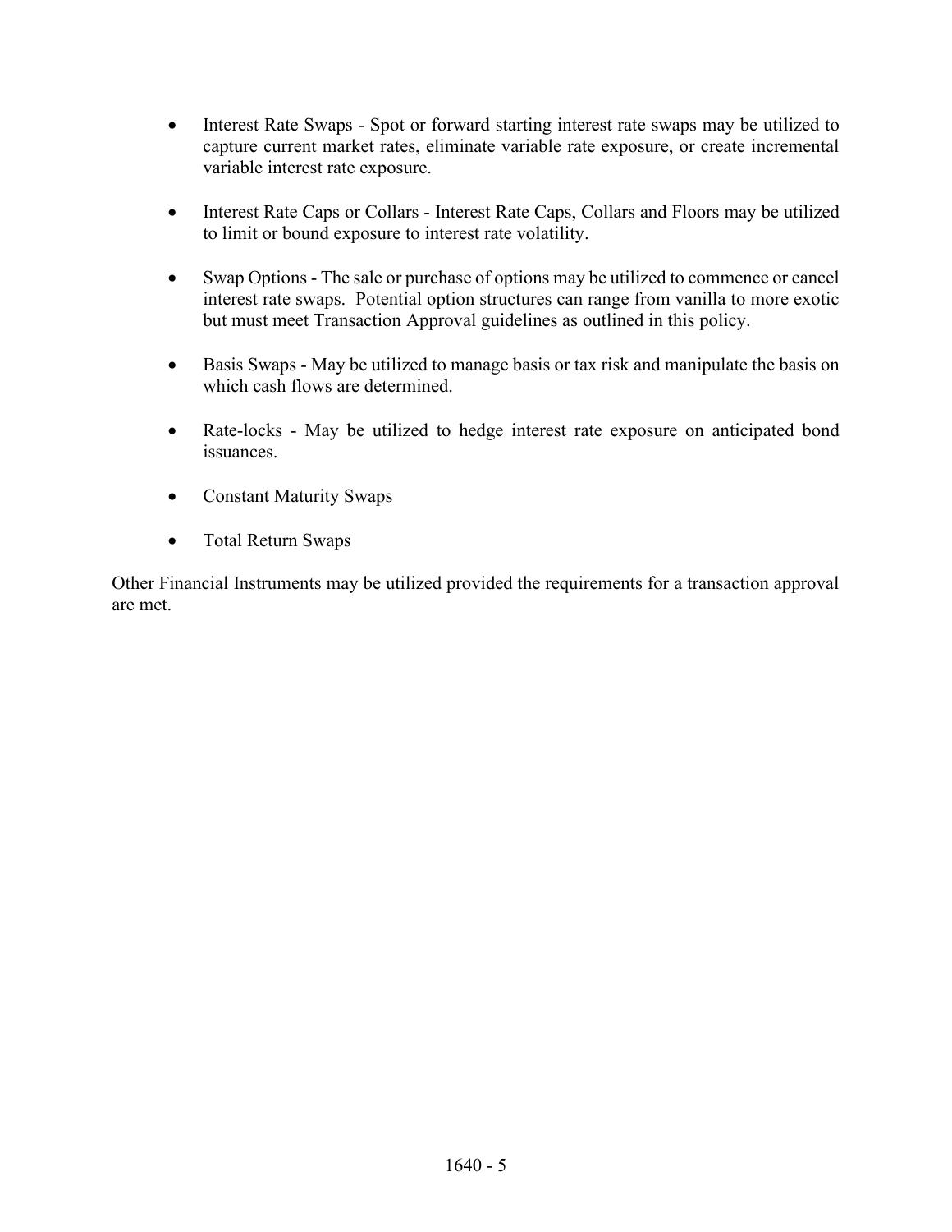- Interest Rate Swaps - Spot or forward starting interest rate swaps may be utilized to capture current market rates, eliminate variable rate exposure, or create incremental variable interest rate exposure.

- Interest Rate Caps or Collars - Interest Rate Caps, Collars and Floors may be utilized to limit or bound exposure to interest rate volatility.

- Swap Options - The sale or purchase of options may be utilized to commence or cancel interest rate swaps. Potential option structures can range from vanilla to more exotic but must meet Transaction Approval guidelines as outlined in this policy.

- Basis Swaps - May be utilized to manage basis or tax risk and manipulate the basis on which cash flows are determined.

- Rate-locks - May be utilized to hedge interest rate exposure on anticipated bond issuances.

- Constant Maturity Swaps

- Total Return Swaps

Other Financial Instruments may be utilized provided the requirements for a transaction approval are met.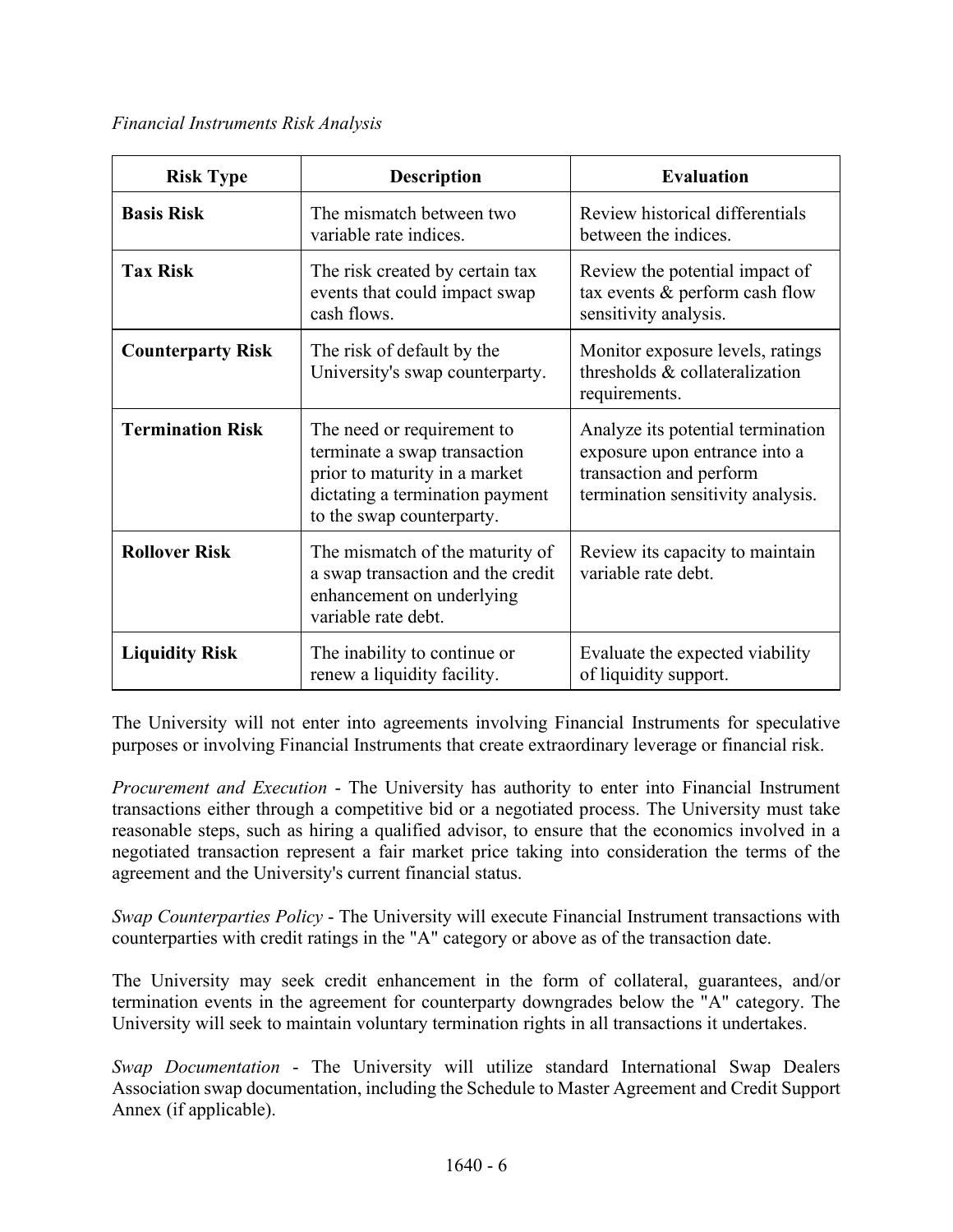*Financial Instruments Risk Analysis*

| Risk Type | Description | Evaluation |
|---|---|---|
| **Basis Risk** | The mismatch between two variable rate indices. | Review historical differentials between the indices. |
| **Tax Risk** | The risk created by certain tax events that could impact swap cash flows. | Review the potential impact of tax events & perform cash flow sensitivity analysis. |
| **Counterparty Risk** | The risk of default by the University's swap counterparty. | Monitor exposure levels, ratings thresholds & collateralization requirements. |
| **Termination Risk** | The need or requirement to terminate a swap transaction prior to maturity in a market dictating a termination payment to the swap counterparty. | Analyze its potential termination exposure upon entrance into a transaction and perform termination sensitivity analysis. |
| **Rollover Risk** | The mismatch of the maturity of a swap transaction and the credit enhancement on underlying variable rate debt. | Review its capacity to maintain variable rate debt. |
| **Liquidity Risk** | The inability to continue or renew a liquidity facility. | Evaluate the expected viability of liquidity support. |

The University will not enter into agreements involving Financial Instruments for speculative purposes or involving Financial Instruments that create extraordinary leverage or financial risk.

*Procurement and Execution* - The University has authority to enter into Financial Instrument transactions either through a competitive bid or a negotiated process. The University must take reasonable steps, such as hiring a qualified advisor, to ensure that the economics involved in a negotiated transaction represent a fair market price taking into consideration the terms of the agreement and the University's current financial status.

*Swap Counterparties Policy* - The University will execute Financial Instrument transactions with counterparties with credit ratings in the "A" category or above as of the transaction date.

The University may seek credit enhancement in the form of collateral, guarantees, and/or termination events in the agreement for counterparty downgrades below the "A" category. The University will seek to maintain voluntary termination rights in all transactions it undertakes.

*Swap Documentation* - The University will utilize standard International Swap Dealers Association swap documentation, including the Schedule to Master Agreement and Credit Support Annex (if applicable).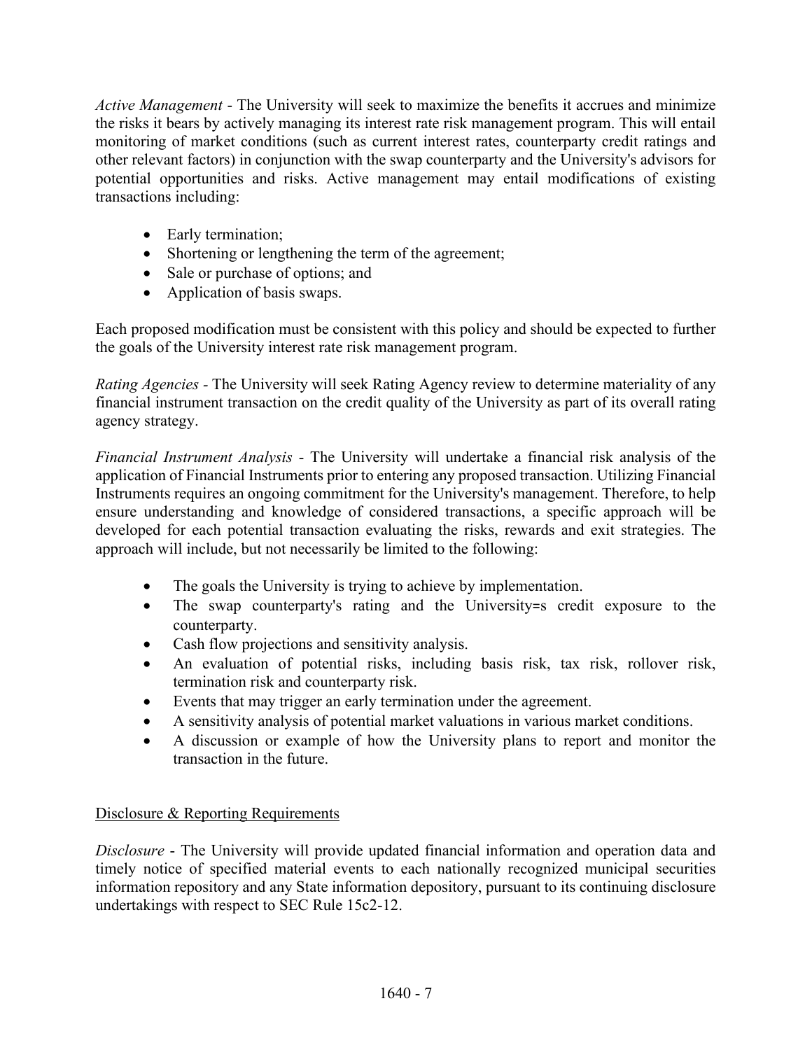*Active Management* - The University will seek to maximize the benefits it accrues and minimize the risks it bears by actively managing its interest rate risk management program. This will entail monitoring of market conditions (such as current interest rates, counterparty credit ratings and other relevant factors) in conjunction with the swap counterparty and the University's advisors for potential opportunities and risks. Active management may entail modifications of existing transactions including:

- Early termination;
- Shortening or lengthening the term of the agreement;
- Sale or purchase of options; and
- Application of basis swaps.

Each proposed modification must be consistent with this policy and should be expected to further the goals of the University interest rate risk management program.

*Rating Agencies* - The University will seek Rating Agency review to determine materiality of any financial instrument transaction on the credit quality of the University as part of its overall rating agency strategy.

*Financial Instrument Analysis* - The University will undertake a financial risk analysis of the application of Financial Instruments prior to entering any proposed transaction. Utilizing Financial Instruments requires an ongoing commitment for the University's management. Therefore, to help ensure understanding and knowledge of considered transactions, a specific approach will be developed for each potential transaction evaluating the risks, rewards and exit strategies. The approach will include, but not necessarily be limited to the following:

- The goals the University is trying to achieve by implementation.
- The swap counterparty's rating and the University=s credit exposure to the counterparty.
- Cash flow projections and sensitivity analysis.
- An evaluation of potential risks, including basis risk, tax risk, rollover risk, termination risk and counterparty risk.
- Events that may trigger an early termination under the agreement.
- A sensitivity analysis of potential market valuations in various market conditions.
- A discussion or example of how the University plans to report and monitor the transaction in the future.

<u>Disclosure & Reporting Requirements</u>

*Disclosure* - The University will provide updated financial information and operation data and timely notice of specified material events to each nationally recognized municipal securities information repository and any State information depository, pursuant to its continuing disclosure undertakings with respect to SEC Rule 15c2-12.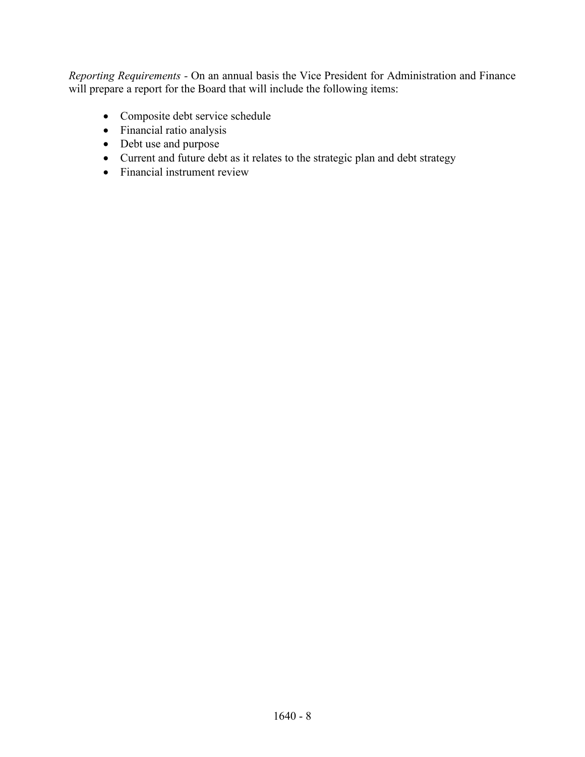*Reporting Requirements* - On an annual basis the Vice President for Administration and Finance will prepare a report for the Board that will include the following items:

- Composite debt service schedule
- Financial ratio analysis
- Debt use and purpose
- Current and future debt as it relates to the strategic plan and debt strategy
- Financial instrument review